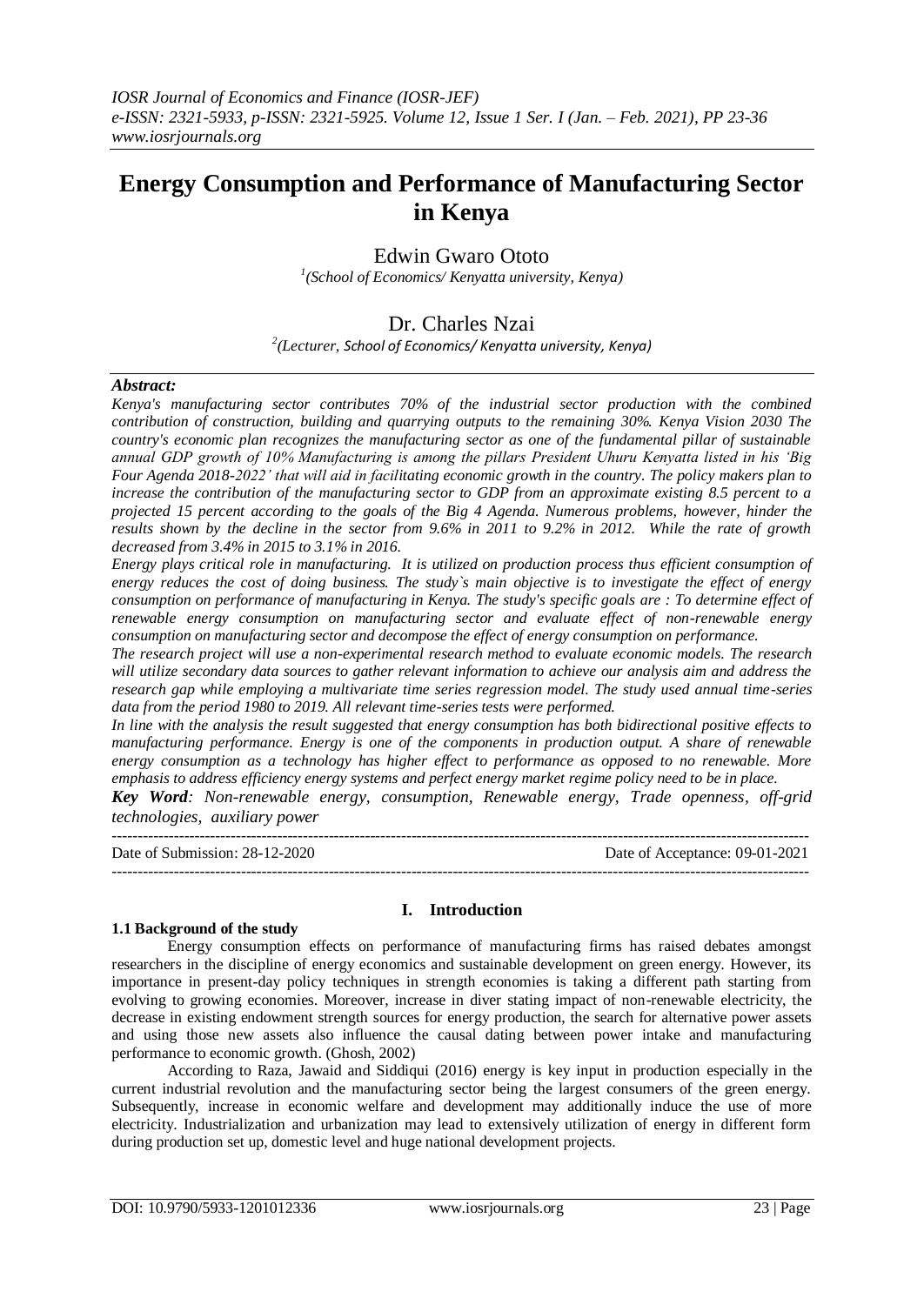# Energy Consumption and Performance of Manufacturing Sector in Kenya

Edwin Gwaro Ototo

[1](School of Economics/ Kenyatta university, Kenya)

Dr. Charles Nzai

[2](Lecturer, School of Economics/ Kenyatta university, Kenya)

***Abstract:***

*Kenya's manufacturing sector contributes 70% of the industrial sector production with the combined contribution of construction, building and quarrying outputs to the remaining 30%. Kenya Vision 2030 The country's economic plan recognizes the manufacturing sector as one of the fundamental pillar of sustainable annual GDP growth of 10% Manufacturing is among the pillars President Uhuru Kenyatta listed in his 'Big Four Agenda 2018-2022' that will aid in facilitating economic growth in the country. The policy makers plan to increase the contribution of the manufacturing sector to GDP from an approximate existing 8.5 percent to a projected 15 percent according to the goals of the Big 4 Agenda. Numerous problems, however, hinder the results shown by the decline in the sector from 9.6% in 2011 to 9.2% in 2012. While the rate of growth decreased from 3.4% in 2015 to 3.1% in 2016.*

*Energy plays critical role in manufacturing. It is utilized on production process thus efficient consumption of energy reduces the cost of doing business. The study`s main objective is to investigate the effect of energy consumption on performance of manufacturing in Kenya. The study's specific goals are : To determine effect of renewable energy consumption on manufacturing sector and evaluate effect of non-renewable energy consumption on manufacturing sector and decompose the effect of energy consumption on performance.*

*The research project will use a non-experimental research method to evaluate economic models. The research will utilize secondary data sources to gather relevant information to achieve our analysis aim and address the research gap while employing a multivariate time series regression model. The study used annual time-series data from the period 1980 to 2019. All relevant time-series tests were performed.*

*In line with the analysis the result suggested that energy consumption has both bidirectional positive effects to manufacturing performance. Energy is one of the components in production output. A share of renewable energy consumption as a technology has higher effect to performance as opposed to no renewable. More emphasis to address efficiency energy systems and perfect energy market regime policy need to be in place.*

***Key Word**: Non-renewable energy, consumption, Renewable energy, Trade openness, off-grid technologies, auxiliary power*

---

Date of Submission: 28-12-2020 Date of Acceptance: 09-01-2021

---

## I. Introduction

### 1.1 Background of the study

Energy consumption effects on performance of manufacturing firms has raised debates amongst researchers in the discipline of energy economics and sustainable development on green energy. However, its importance in present-day policy techniques in strength economies is taking a different path starting from evolving to growing economies. Moreover, increase in diver stating impact of non-renewable electricity, the decrease in existing endowment strength sources for energy production, the search for alternative power assets and using those new assets also influence the causal dating between power intake and manufacturing performance to economic growth. (Ghosh, 2002)

According to Raza, Jawaid and Siddiqui (2016) energy is key input in production especially in the current industrial revolution and the manufacturing sector being the largest consumers of the green energy. Subsequently, increase in economic welfare and development may additionally induce the use of more electricity. Industrialization and urbanization may lead to extensively utilization of energy in different form during production set up, domestic level and huge national development projects.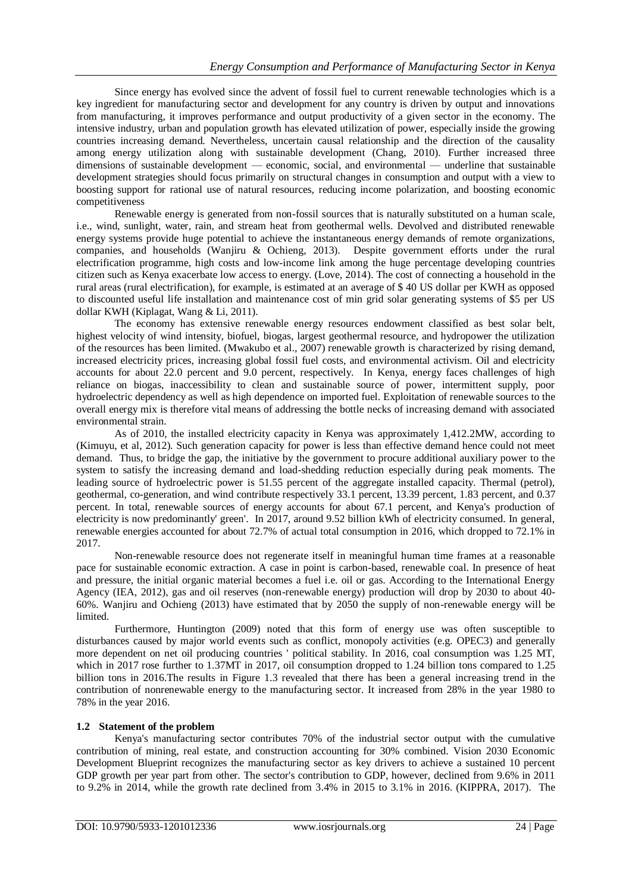Since energy has evolved since the advent of fossil fuel to current renewable technologies which is a key ingredient for manufacturing sector and development for any country is driven by output and innovations from manufacturing, it improves performance and output productivity of a given sector in the economy. The intensive industry, urban and population growth has elevated utilization of power, especially inside the growing countries increasing demand. Nevertheless, uncertain causal relationship and the direction of the causality among energy utilization along with sustainable development (Chang, 2010). Further increased three dimensions of sustainable development — economic, social, and environmental — underline that sustainable development strategies should focus primarily on structural changes in consumption and output with a view to boosting support for rational use of natural resources, reducing income polarization, and boosting economic competitiveness

Renewable energy is generated from non-fossil sources that is naturally substituted on a human scale, i.e., wind, sunlight, water, rain, and stream heat from geothermal wells. Devolved and distributed renewable energy systems provide huge potential to achieve the instantaneous energy demands of remote organizations, companies, and households (Wanjiru & Ochieng, 2013). Despite government efforts under the rural electrification programme, high costs and low-income link among the huge percentage developing countries citizen such as Kenya exacerbate low access to energy. (Love, 2014). The cost of connecting a household in the rural areas (rural electrification), for example, is estimated at an average of $ 40 US dollar per KWH as opposed to discounted useful life installation and maintenance cost of min grid solar generating systems of $5 per US dollar KWH (Kiplagat, Wang & Li, 2011).

The economy has extensive renewable energy resources endowment classified as best solar belt, highest velocity of wind intensity, biofuel, biogas, largest geothermal resource, and hydropower the utilization of the resources has been limited. (Mwakubo et al., 2007) renewable growth is characterized by rising demand, increased electricity prices, increasing global fossil fuel costs, and environmental activism. Oil and electricity accounts for about 22.0 percent and 9.0 percent, respectively. In Kenya, energy faces challenges of high reliance on biogas, inaccessibility to clean and sustainable source of power, intermittent supply, poor hydroelectric dependency as well as high dependence on imported fuel. Exploitation of renewable sources to the overall energy mix is therefore vital means of addressing the bottle necks of increasing demand with associated environmental strain.

As of 2010, the installed electricity capacity in Kenya was approximately 1,412.2MW, according to (Kimuyu, et al, 2012). Such generation capacity for power is less than effective demand hence could not meet demand. Thus, to bridge the gap, the initiative by the government to procure additional auxiliary power to the system to satisfy the increasing demand and load-shedding reduction especially during peak moments. The leading source of hydroelectric power is 51.55 percent of the aggregate installed capacity. Thermal (petrol), geothermal, co-generation, and wind contribute respectively 33.1 percent, 13.39 percent, 1.83 percent, and 0.37 percent. In total, renewable sources of energy accounts for about 67.1 percent, and Kenya's production of electricity is now predominantly' green'. In 2017, around 9.52 billion kWh of electricity consumed. In general, renewable energies accounted for about 72.7% of actual total consumption in 2016, which dropped to 72.1% in 2017.

Non-renewable resource does not regenerate itself in meaningful human time frames at a reasonable pace for sustainable economic extraction. A case in point is carbon-based, renewable coal. In presence of heat and pressure, the initial organic material becomes a fuel i.e. oil or gas. According to the International Energy Agency (IEA, 2012), gas and oil reserves (non-renewable energy) production will drop by 2030 to about 40-60%. Wanjiru and Ochieng (2013) have estimated that by 2050 the supply of non-renewable energy will be limited.

Furthermore, Huntington (2009) noted that this form of energy use was often susceptible to disturbances caused by major world events such as conflict, monopoly activities (e.g. OPEC3) and generally more dependent on net oil producing countries ' political stability. In 2016, coal consumption was 1.25 MT, which in 2017 rose further to 1.37MT in 2017, oil consumption dropped to 1.24 billion tons compared to 1.25 billion tons in 2016.The results in Figure 1.3 revealed that there has been a general increasing trend in the contribution of nonrenewable energy to the manufacturing sector. It increased from 28% in the year 1980 to 78% in the year 2016.

## 1.2 Statement of the problem

Kenya's manufacturing sector contributes 70% of the industrial sector output with the cumulative contribution of mining, real estate, and construction accounting for 30% combined. Vision 2030 Economic Development Blueprint recognizes the manufacturing sector as key drivers to achieve a sustained 10 percent GDP growth per year part from other. The sector's contribution to GDP, however, declined from 9.6% in 2011 to 9.2% in 2014, while the growth rate declined from 3.4% in 2015 to 3.1% in 2016. (KIPPRA, 2017). The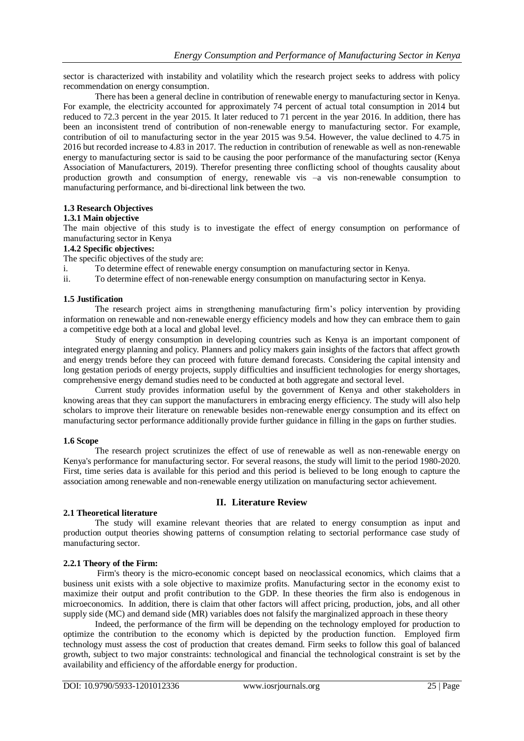sector is characterized with instability and volatility which the research project seeks to address with policy recommendation on energy consumption.

There has been a general decline in contribution of renewable energy to manufacturing sector in Kenya. For example, the electricity accounted for approximately 74 percent of actual total consumption in 2014 but reduced to 72.3 percent in the year 2015. It later reduced to 71 percent in the year 2016. In addition, there has been an inconsistent trend of contribution of non-renewable energy to manufacturing sector. For example, contribution of oil to manufacturing sector in the year 2015 was 9.54. However, the value declined to 4.75 in 2016 but recorded increase to 4.83 in 2017. The reduction in contribution of renewable as well as non-renewable energy to manufacturing sector is said to be causing the poor performance of the manufacturing sector (Kenya Association of Manufacturers, 2019). Therefor presenting three conflicting school of thoughts causality about production growth and consumption of energy, renewable vis –a vis non-renewable consumption to manufacturing performance, and bi-directional link between the two.

### 1.3 Research Objectives

#### 1.3.1 Main objective

The main objective of this study is to investigate the effect of energy consumption on performance of manufacturing sector in Kenya

#### 1.4.2 Specific objectives:

The specific objectives of the study are:

i. To determine effect of renewable energy consumption on manufacturing sector in Kenya.

ii. To determine effect of non-renewable energy consumption on manufacturing sector in Kenya.

### 1.5 Justification

The research project aims in strengthening manufacturing firm's policy intervention by providing information on renewable and non-renewable energy efficiency models and how they can embrace them to gain a competitive edge both at a local and global level.

Study of energy consumption in developing countries such as Kenya is an important component of integrated energy planning and policy. Planners and policy makers gain insights of the factors that affect growth and energy trends before they can proceed with future demand forecasts. Considering the capital intensity and long gestation periods of energy projects, supply difficulties and insufficient technologies for energy shortages, comprehensive energy demand studies need to be conducted at both aggregate and sectoral level.

Current study provides information useful by the government of Kenya and other stakeholders in knowing areas that they can support the manufacturers in embracing energy efficiency. The study will also help scholars to improve their literature on renewable besides non-renewable energy consumption and its effect on manufacturing sector performance additionally provide further guidance in filling in the gaps on further studies.

### 1.6 Scope

The research project scrutinizes the effect of use of renewable as well as non-renewable energy on Kenya's performance for manufacturing sector. For several reasons, the study will limit to the period 1980-2020. First, time series data is available for this period and this period is believed to be long enough to capture the association among renewable and non-renewable energy utilization on manufacturing sector achievement.

## II. Literature Review

### 2.1 Theoretical literature

The study will examine relevant theories that are related to energy consumption as input and production output theories showing patterns of consumption relating to sectorial performance case study of manufacturing sector.

#### 2.2.1 Theory of the Firm:

Firm's theory is the micro-economic concept based on neoclassical economics, which claims that a business unit exists with a sole objective to maximize profits. Manufacturing sector in the economy exist to maximize their output and profit contribution to the GDP. In these theories the firm also is endogenous in microeconomics. In addition, there is claim that other factors will affect pricing, production, jobs, and all other supply side (MC) and demand side (MR) variables does not falsify the marginalized approach in these theory

Indeed, the performance of the firm will be depending on the technology employed for production to optimize the contribution to the economy which is depicted by the production function. Employed firm technology must assess the cost of production that creates demand. Firm seeks to follow this goal of balanced growth, subject to two major constraints: technological and financial the technological constraint is set by the availability and efficiency of the affordable energy for production.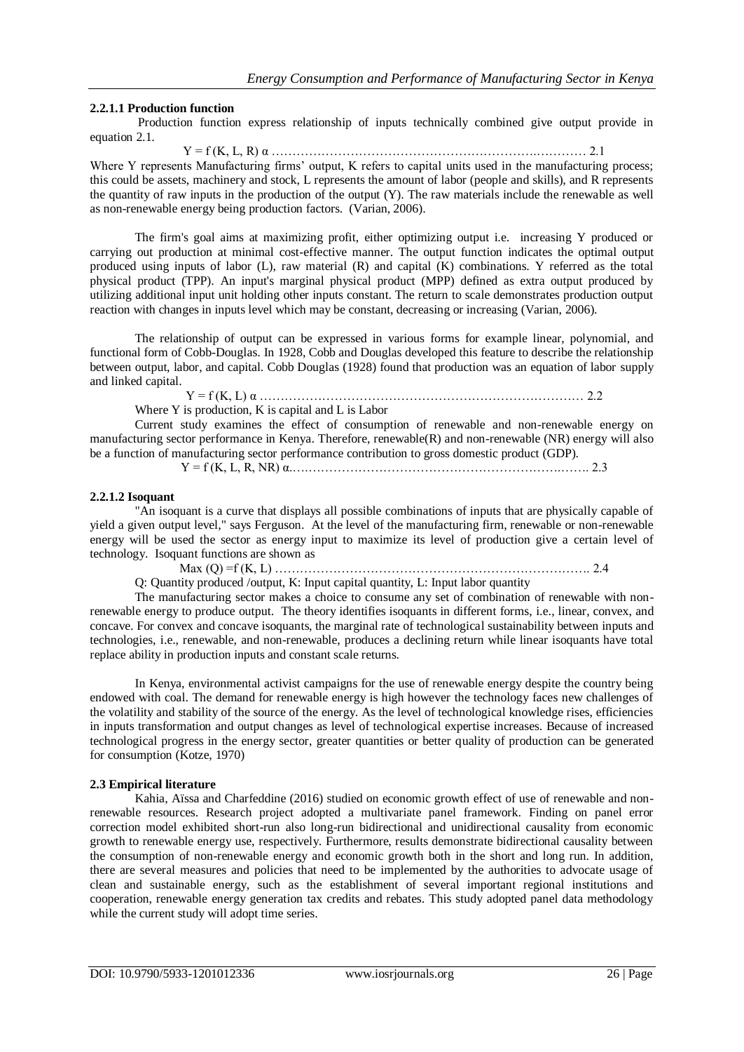#### 2.2.1.1 Production function

Production function express relationship of inputs technically combined give output provide in equation 2.1.

$$Y = f(K, L, R)\ \alpha \quad \text{......} \quad 2.1$$

Where Y represents Manufacturing firms' output, K refers to capital units used in the manufacturing process; this could be assets, machinery and stock, L represents the amount of labor (people and skills), and R represents the quantity of raw inputs in the production of the output (Y). The raw materials include the renewable as well as non-renewable energy being production factors. (Varian, 2006).

The firm's goal aims at maximizing profit, either optimizing output i.e. increasing Y produced or carrying out production at minimal cost-effective manner. The output function indicates the optimal output produced using inputs of labor (L), raw material (R) and capital (K) combinations. Y referred as the total physical product (TPP). An input's marginal physical product (MPP) defined as extra output produced by utilizing additional input unit holding other inputs constant. The return to scale demonstrates production output reaction with changes in inputs level which may be constant, decreasing or increasing (Varian, 2006).

The relationship of output can be expressed in various forms for example linear, polynomial, and functional form of Cobb-Douglas. In 1928, Cobb and Douglas developed this feature to describe the relationship between output, labor, and capital. Cobb Douglas (1928) found that production was an equation of labor supply and linked capital.

$$Y = f(K, L)\ \alpha \quad \text{......} \quad 2.2$$

Where Y is production, K is capital and L is Labor

Current study examines the effect of consumption of renewable and non-renewable energy on manufacturing sector performance in Kenya. Therefore, renewable(R) and non-renewable (NR) energy will also be a function of manufacturing sector performance contribution to gross domestic product (GDP).

$$Y = f(K, L, R, NR)\ \alpha \quad \text{......} \quad 2.3$$

#### 2.2.1.2 Isoquant

"An isoquant is a curve that displays all possible combinations of inputs that are physically capable of yield a given output level," says Ferguson. At the level of the manufacturing firm, renewable or non-renewable energy will be used the sector as energy input to maximize its level of production give a certain level of technology. Isoquant functions are shown as

$$\text{Max}(Q) = f(K, L) \quad \text{......} \quad 2.4$$

Q: Quantity produced /output, K: Input capital quantity, L: Input labor quantity

The manufacturing sector makes a choice to consume any set of combination of renewable with non-renewable energy to produce output. The theory identifies isoquants in different forms, i.e., linear, convex, and concave. For convex and concave isoquants, the marginal rate of technological sustainability between inputs and technologies, i.e., renewable, and non-renewable, produces a declining return while linear isoquants have total replace ability in production inputs and constant scale returns.

In Kenya, environmental activist campaigns for the use of renewable energy despite the country being endowed with coal. The demand for renewable energy is high however the technology faces new challenges of the volatility and stability of the source of the energy. As the level of technological knowledge rises, efficiencies in inputs transformation and output changes as level of technological expertise increases. Because of increased technological progress in the energy sector, greater quantities or better quality of production can be generated for consumption (Kotze, 1970)

### 2.3 Empirical literature

Kahia, Aïssa and Charfeddine (2016) studied on economic growth effect of use of renewable and non-renewable resources. Research project adopted a multivariate panel framework. Finding on panel error correction model exhibited short-run also long-run bidirectional and unidirectional causality from economic growth to renewable energy use, respectively. Furthermore, results demonstrate bidirectional causality between the consumption of non-renewable energy and economic growth both in the short and long run. In addition, there are several measures and policies that need to be implemented by the authorities to advocate usage of clean and sustainable energy, such as the establishment of several important regional institutions and cooperation, renewable energy generation tax credits and rebates. This study adopted panel data methodology while the current study will adopt time series.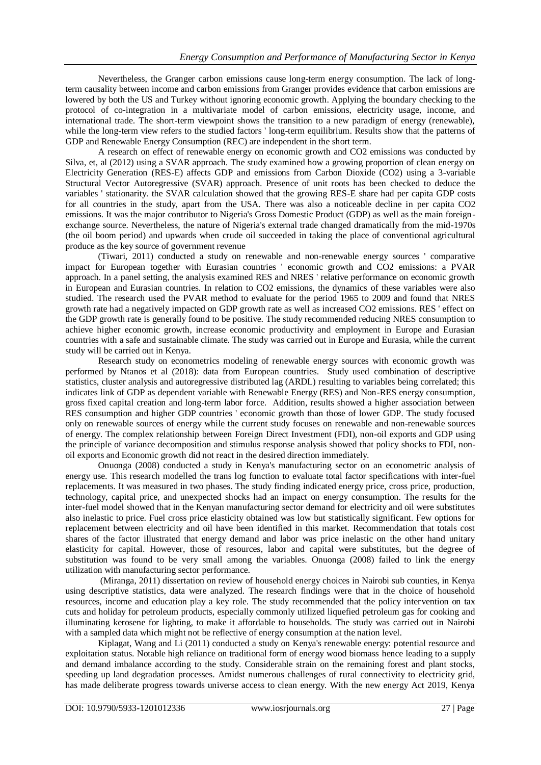Nevertheless, the Granger carbon emissions cause long-term energy consumption. The lack of long-term causality between income and carbon emissions from Granger provides evidence that carbon emissions are lowered by both the US and Turkey without ignoring economic growth. Applying the boundary checking to the protocol of co-integration in a multivariate model of carbon emissions, electricity usage, income, and international trade. The short-term viewpoint shows the transition to a new paradigm of energy (renewable), while the long-term view refers to the studied factors ' long-term equilibrium. Results show that the patterns of GDP and Renewable Energy Consumption (REC) are independent in the short term.

A research on effect of renewable energy on economic growth and $CO_2$ emissions was conducted by Silva, et, al (2012) using a SVAR approach. The study examined how a growing proportion of clean energy on Electricity Generation (RES-E) affects GDP and emissions from Carbon Dioxide ($CO_2$) using a 3-variable Structural Vector Autoregressive (SVAR) approach. Presence of unit roots has been checked to deduce the variables ' stationarity. the SVAR calculation showed that the growing RES-E share had per capita GDP costs for all countries in the study, apart from the USA. There was also a noticeable decline in per capita $CO_2$ emissions. It was the major contributor to Nigeria's Gross Domestic Product (GDP) as well as the main foreign-exchange source. Nevertheless, the nature of Nigeria's external trade changed dramatically from the mid-1970s (the oil boom period) and upwards when crude oil succeeded in taking the place of conventional agricultural produce as the key source of government revenue

(Tiwari, 2011) conducted a study on renewable and non-renewable energy sources ' comparative impact for European together with Eurasian countries ' economic growth and $CO_2$ emissions: a PVAR approach. In a panel setting, the analysis examined RES and NRES ' relative performance on economic growth in European and Eurasian countries. In relation to $CO_2$ emissions, the dynamics of these variables were also studied. The research used the PVAR method to evaluate for the period 1965 to 2009 and found that NRES growth rate had a negatively impacted on GDP growth rate as well as increased $CO_2$ emissions. RES ' effect on the GDP growth rate is generally found to be positive. The study recommended reducing NRES consumption to achieve higher economic growth, increase economic productivity and employment in Europe and Eurasian countries with a safe and sustainable climate. The study was carried out in Europe and Eurasia, while the current study will be carried out in Kenya.

Research study on econometrics modeling of renewable energy sources with economic growth was performed by Ntanos et al (2018): data from European countries. Study used combination of descriptive statistics, cluster analysis and autoregressive distributed lag (ARDL) resulting to variables being correlated; this indicates link of GDP as dependent variable with Renewable Energy (RES) and Non-RES energy consumption, gross fixed capital creation and long-term labor force. Addition, results showed a higher association between RES consumption and higher GDP countries ' economic growth than those of lower GDP. The study focused only on renewable sources of energy while the current study focuses on renewable and non-renewable sources of energy. The complex relationship between Foreign Direct Investment (FDI), non-oil exports and GDP using the principle of variance decomposition and stimulus response analysis showed that policy shocks to FDI, non-oil exports and Economic growth did not react in the desired direction immediately.

Onuonga (2008) conducted a study in Kenya's manufacturing sector on an econometric analysis of energy use. This research modelled the trans log function to evaluate total factor specifications with inter-fuel replacements. It was measured in two phases. The study finding indicated energy price, cross price, production, technology, capital price, and unexpected shocks had an impact on energy consumption. The results for the inter-fuel model showed that in the Kenyan manufacturing sector demand for electricity and oil were substitutes also inelastic to price. Fuel cross price elasticity obtained was low but statistically significant. Few options for replacement between electricity and oil have been identified in this market. Recommendation that totals cost shares of the factor illustrated that energy demand and labor was price inelastic on the other hand unitary elasticity for capital. However, those of resources, labor and capital were substitutes, but the degree of substitution was found to be very small among the variables. Onuonga (2008) failed to link the energy utilization with manufacturing sector performance.

(Miranga, 2011) dissertation on review of household energy choices in Nairobi sub counties, in Kenya using descriptive statistics, data were analyzed. The research findings were that in the choice of household resources, income and education play a key role. The study recommended that the policy intervention on tax cuts and holiday for petroleum products, especially commonly utilized liquefied petroleum gas for cooking and illuminating kerosene for lighting, to make it affordable to households. The study was carried out in Nairobi with a sampled data which might not be reflective of energy consumption at the nation level.

Kiplagat, Wang and Li (2011) conducted a study on Kenya's renewable energy: potential resource and exploitation status. Notable high reliance on traditional form of energy wood biomass hence leading to a supply and demand imbalance according to the study. Considerable strain on the remaining forest and plant stocks, speeding up land degradation processes. Amidst numerous challenges of rural connectivity to electricity grid, has made deliberate progress towards universe access to clean energy. With the new energy Act 2019, Kenya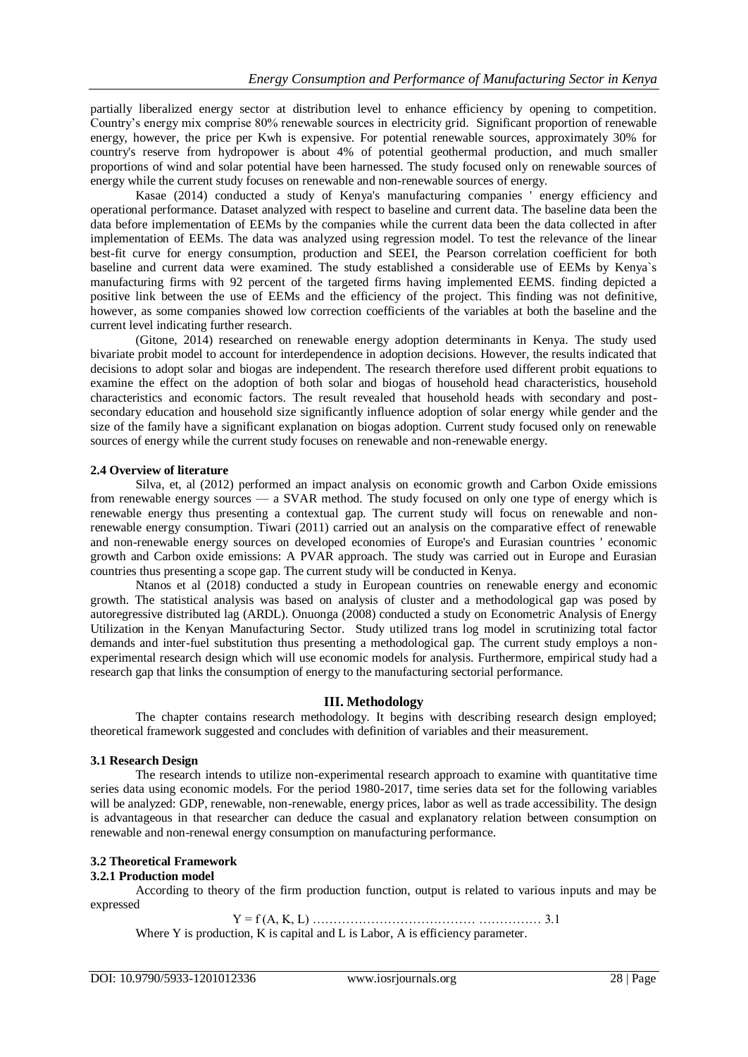partially liberalized energy sector at distribution level to enhance efficiency by opening to competition. Country's energy mix comprise 80% renewable sources in electricity grid. Significant proportion of renewable energy, however, the price per Kwh is expensive. For potential renewable sources, approximately 30% for country's reserve from hydropower is about 4% of potential geothermal production, and much smaller proportions of wind and solar potential have been harnessed. The study focused only on renewable sources of energy while the current study focuses on renewable and non-renewable sources of energy.

Kasae (2014) conducted a study of Kenya's manufacturing companies ' energy efficiency and operational performance. Dataset analyzed with respect to baseline and current data. The baseline data been the data before implementation of EEMs by the companies while the current data been the data collected in after implementation of EEMs. The data was analyzed using regression model. To test the relevance of the linear best-fit curve for energy consumption, production and SEEI, the Pearson correlation coefficient for both baseline and current data were examined. The study established a considerable use of EEMs by Kenya`s manufacturing firms with 92 percent of the targeted firms having implemented EEMS. finding depicted a positive link between the use of EEMs and the efficiency of the project. This finding was not definitive, however, as some companies showed low correction coefficients of the variables at both the baseline and the current level indicating further research.

(Gitone, 2014) researched on renewable energy adoption determinants in Kenya. The study used bivariate probit model to account for interdependence in adoption decisions. However, the results indicated that decisions to adopt solar and biogas are independent. The research therefore used different probit equations to examine the effect on the adoption of both solar and biogas of household head characteristics, household characteristics and economic factors. The result revealed that household heads with secondary and post-secondary education and household size significantly influence adoption of solar energy while gender and the size of the family have a significant explanation on biogas adoption. Current study focused only on renewable sources of energy while the current study focuses on renewable and non-renewable energy.

#### 2.4 Overview of literature

Silva, et, al (2012) performed an impact analysis on economic growth and Carbon Oxide emissions from renewable energy sources — a SVAR method. The study focused on only one type of energy which is renewable energy thus presenting a contextual gap. The current study will focus on renewable and non-renewable energy consumption. Tiwari (2011) carried out an analysis on the comparative effect of renewable and non-renewable energy sources on developed economies of Europe's and Eurasian countries ' economic growth and Carbon oxide emissions: A PVAR approach. The study was carried out in Europe and Eurasian countries thus presenting a scope gap. The current study will be conducted in Kenya.

Ntanos et al (2018) conducted a study in European countries on renewable energy and economic growth. The statistical analysis was based on analysis of cluster and a methodological gap was posed by autoregressive distributed lag (ARDL). Onuonga (2008) conducted a study on Econometric Analysis of Energy Utilization in the Kenyan Manufacturing Sector. Study utilized trans log model in scrutinizing total factor demands and inter-fuel substitution thus presenting a methodological gap. The current study employs a non-experimental research design which will use economic models for analysis. Furthermore, empirical study had a research gap that links the consumption of energy to the manufacturing sectorial performance.

## III. Methodology

The chapter contains research methodology. It begins with describing research design employed; theoretical framework suggested and concludes with definition of variables and their measurement.

#### 3.1 Research Design

The research intends to utilize non-experimental research approach to examine with quantitative time series data using economic models. For the period 1980-2017, time series data set for the following variables will be analyzed: GDP, renewable, non-renewable, energy prices, labor as well as trade accessibility. The design is advantageous in that researcher can deduce the casual and explanatory relation between consumption on renewable and non-renewal energy consumption on manufacturing performance.

#### 3.2 Theoretical Framework

#### 3.2.1 Production model

According to theory of the firm production function, output is related to various inputs and may be expressed

$$Y = f(A, K, L) \quad \ldots\ldots\ldots\ldots\ldots\ldots\ldots\ldots\ldots\ldots \quad 3.1$$

Where Y is production, K is capital and L is Labor, A is efficiency parameter.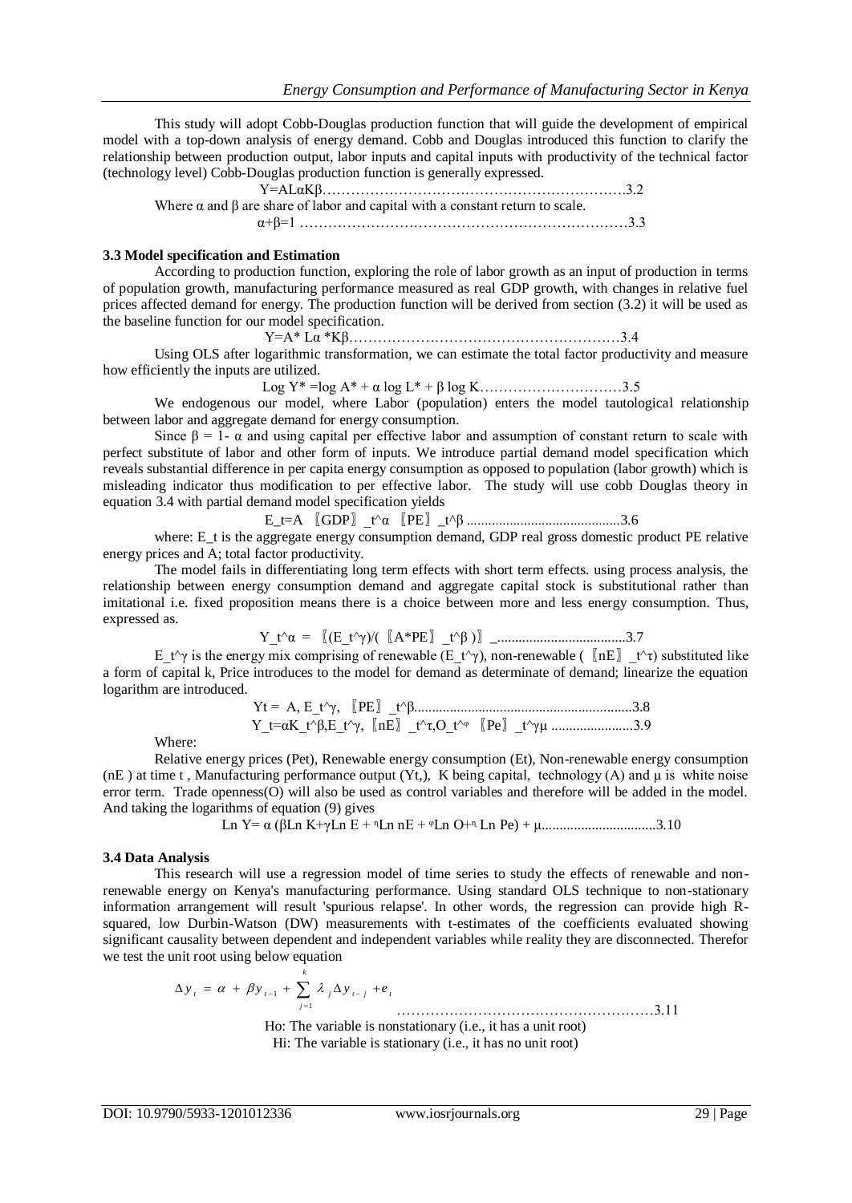This study will adopt Cobb-Douglas production function that will guide the development of empirical model with a top-down analysis of energy demand. Cobb and Douglas introduced this function to clarify the relationship between production output, labor inputs and capital inputs with productivity of the technical factor (technology level) Cobb-Douglas production function is generally expressed.

$$Y=AL\alpha K\beta \quad \text{………………………………………………………….3.2}$$

Where α and β are share of labor and capital with a constant return to scale.

$$\alpha+\beta=1 \quad \text{………………………………………………………………3.3}$$

### 3.3 Model specification and Estimation

According to production function, exploring the role of labor growth as an input of production in terms of population growth, manufacturing performance measured as real GDP growth, with changes in relative fuel prices affected demand for energy. The production function will be derived from section (3.2) it will be used as the baseline function for our model specification.

$$Y=A^* L\alpha {}^*K\beta \quad \text{…………………………………………………3.4}$$

Using OLS after logarithmic transformation, we can estimate the total factor productivity and measure how efficiently the inputs are utilized.

$$\text{Log } Y^* = \log A^* + \alpha \log L^* + \beta \log K \quad \text{…………………………3.5}$$

We endogenous our model, where Labor (population) enters the model tautological relationship between labor and aggregate demand for energy consumption.

Since β = 1- α and using capital per effective labor and assumption of constant return to scale with perfect substitute of labor and other form of inputs. We introduce partial demand model specification which reveals substantial difference in per capita energy consumption as opposed to population (labor growth) which is misleading indicator thus modification to per effective labor. The study will use cobb Douglas theory in equation 3.4 with partial demand model specification yields

$$E_t=A\ GDP_t^{\alpha}\ PE_t^{\beta} \quad \text{.........................................3.6}$$

where: $E_t$ is the aggregate energy consumption demand, GDP real gross domestic product PE relative energy prices and A; total factor productivity.

The model fails in differentiating long term effects with short term effects. using process analysis, the relationship between energy consumption demand and aggregate capital stock is substitutional rather than imitational i.e. fixed proposition means there is a choice between more and less energy consumption. Thus, expressed as.

$$Y_t^{\alpha} = \left(E_t^{\gamma}\right)/\left(A^*PE_t^{\beta}\right) \quad \text{....................................3.7}$$

$E_t^{\gamma}$ is the energy mix comprising of renewable ($E_t^{\gamma}$), non-renewable ($nE_t^{\tau}$) substituted like a form of capital k, Price introduces to the model for demand as determinate of demand; linearize the equation logarithm are introduced.

$$Yt = A, E_t^{\gamma}, PE_t^{\beta} \quad \text{.............................................................3.8}$$

$$Y_t=\alpha K_t^{\beta}, E_t^{\gamma}, nE_t^{\tau}, O_t^{\varphi}\ Pe_t^{\gamma}\mu \quad \text{.......................3.9}$$

Where:

Relative energy prices (Pet), Renewable energy consumption (Et), Non-renewable energy consumption (nE ) at time t , Manufacturing performance output (Yt,), K being capital, technology (A) and μ is white noise error term. Trade openness(O) will also be used as control variables and therefore will be added in the model. And taking the logarithms of equation (9) gives

$$\text{Ln } Y= \alpha\ (\beta \text{Ln } K+\gamma \text{Ln } E + {}^{\eta}\text{Ln } nE + {}^{\varphi}\text{Ln } O + {}^{\eta}\ \text{Ln } Pe) + \mu \quad \text{................................3.10}$$

### 3.4 Data Analysis

This research will use a regression model of time series to study the effects of renewable and non-renewable energy on Kenya's manufacturing performance. Using standard OLS technique to non-stationary information arrangement will result 'spurious relapse'. In other words, the regression can provide high R-squared, low Durbin-Watson (DW) measurements with t-estimates of the coefficients evaluated showing significant causality between dependent and independent variables while reality they are disconnected. Therefor we test the unit root using below equation

$$\Delta y_t = \alpha + \beta y_{t-1} + \sum_{j=1}^{k} \lambda_j \Delta y_{t-j} + e_t \quad \text{………………………………………………3.11}$$

Ho: The variable is nonstationary (i.e., it has a unit root)

Hi: The variable is stationary (i.e., it has no unit root)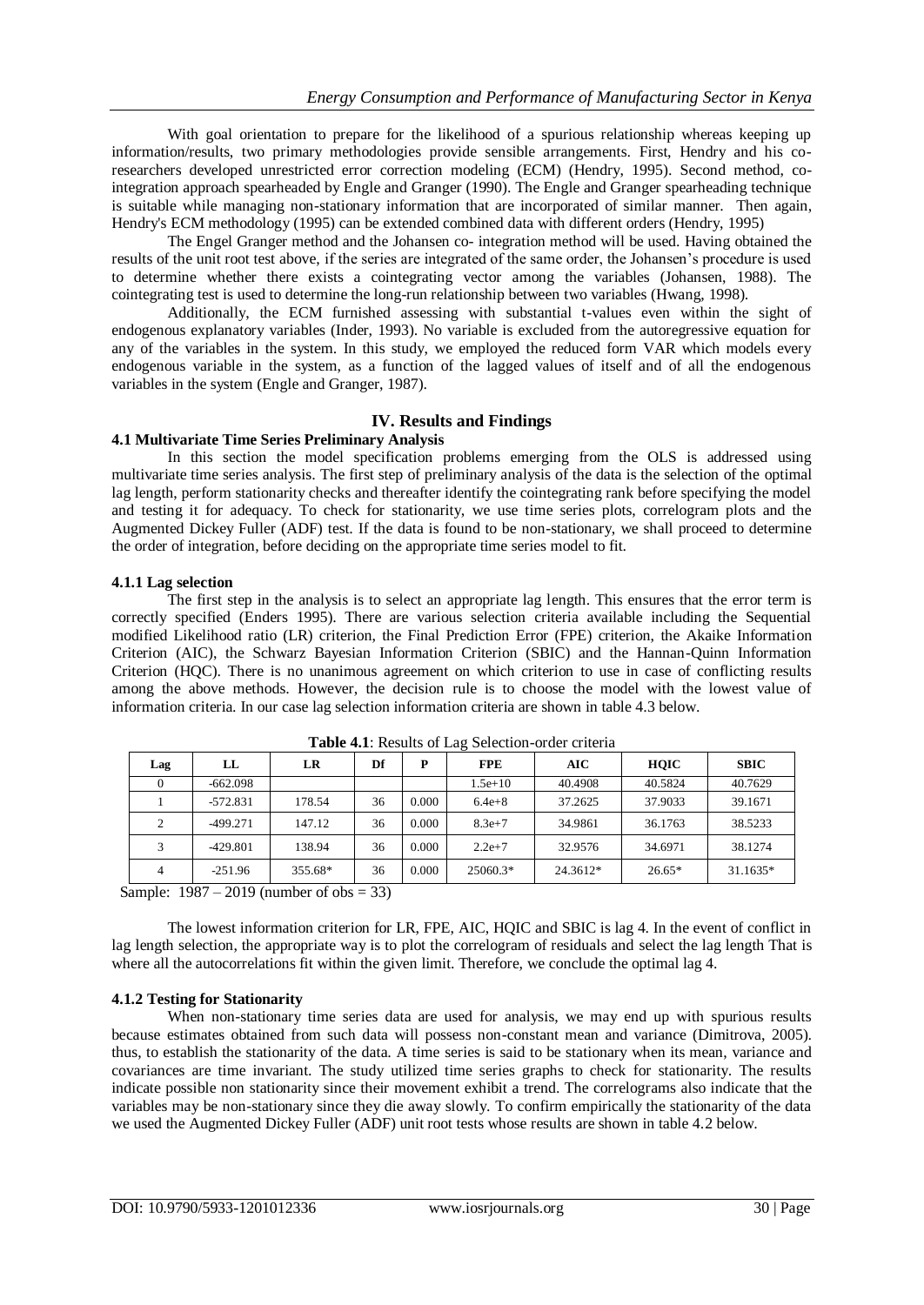With goal orientation to prepare for the likelihood of a spurious relationship whereas keeping up information/results, two primary methodologies provide sensible arrangements. First, Hendry and his co-researchers developed unrestricted error correction modeling (ECM) (Hendry, 1995). Second method, co-integration approach spearheaded by Engle and Granger (1990). The Engle and Granger spearheading technique is suitable while managing non-stationary information that are incorporated of similar manner. Then again, Hendry's ECM methodology (1995) can be extended combined data with different orders (Hendry, 1995)

The Engel Granger method and the Johansen co- integration method will be used. Having obtained the results of the unit root test above, if the series are integrated of the same order, the Johansen's procedure is used to determine whether there exists a cointegrating vector among the variables (Johansen, 1988). The cointegrating test is used to determine the long-run relationship between two variables (Hwang, 1998).

Additionally, the ECM furnished assessing with substantial t-values even within the sight of endogenous explanatory variables (Inder, 1993). No variable is excluded from the autoregressive equation for any of the variables in the system. In this study, we employed the reduced form VAR which models every endogenous variable in the system, as a function of the lagged values of itself and of all the endogenous variables in the system (Engle and Granger, 1987).

## IV. Results and Findings

### 4.1 Multivariate Time Series Preliminary Analysis

In this section the model specification problems emerging from the OLS is addressed using multivariate time series analysis. The first step of preliminary analysis of the data is the selection of the optimal lag length, perform stationarity checks and thereafter identify the cointegrating rank before specifying the model and testing it for adequacy. To check for stationarity, we use time series plots, correlogram plots and the Augmented Dickey Fuller (ADF) test. If the data is found to be non-stationary, we shall proceed to determine the order of integration, before deciding on the appropriate time series model to fit.

#### 4.1.1 Lag selection

The first step in the analysis is to select an appropriate lag length. This ensures that the error term is correctly specified (Enders 1995). There are various selection criteria available including the Sequential modified Likelihood ratio (LR) criterion, the Final Prediction Error (FPE) criterion, the Akaike Information Criterion (AIC), the Schwarz Bayesian Information Criterion (SBIC) and the Hannan-Quinn Information Criterion (HQC). There is no unanimous agreement on which criterion to use in case of conflicting results among the above methods. However, the decision rule is to choose the model with the lowest value of information criteria. In our case lag selection information criteria are shown in table 4.3 below.

**Table 4.1**: Results of Lag Selection-order criteria

| Lag | LL | LR | Df | P | FPE | AIC | HQIC | SBIC |
|---|---|---|---|---|---|---|---|---|
| 0 | -662.098 | | | | 1.5e+10 | 40.4908 | 40.5824 | 40.7629 |
| 1 | -572.831 | 178.54 | 36 | 0.000 | 6.4e+8 | 37.2625 | 37.9033 | 39.1671 |
| 2 | -499.271 | 147.12 | 36 | 0.000 | 8.3e+7 | 34.9861 | 36.1763 | 38.5233 |
| 3 | -429.801 | 138.94 | 36 | 0.000 | 2.2e+7 | 32.9576 | 34.6971 | 38.1274 |
| 4 | -251.96 | 355.68* | 36 | 0.000 | 25060.3* | 24.3612* | 26.65* | 31.1635* |

Sample: 1987 – 2019 (number of obs = 33)

The lowest information criterion for LR, FPE, AIC, HQIC and SBIC is lag 4. In the event of conflict in lag length selection, the appropriate way is to plot the correlogram of residuals and select the lag length That is where all the autocorrelations fit within the given limit. Therefore, we conclude the optimal lag 4.

#### 4.1.2 Testing for Stationarity

When non-stationary time series data are used for analysis, we may end up with spurious results because estimates obtained from such data will possess non-constant mean and variance (Dimitrova, 2005). thus, to establish the stationarity of the data. A time series is said to be stationary when its mean, variance and covariances are time invariant. The study utilized time series graphs to check for stationarity. The results indicate possible non stationarity since their movement exhibit a trend. The correlograms also indicate that the variables may be non-stationary since they die away slowly. To confirm empirically the stationarity of the data we used the Augmented Dickey Fuller (ADF) unit root tests whose results are shown in table 4.2 below.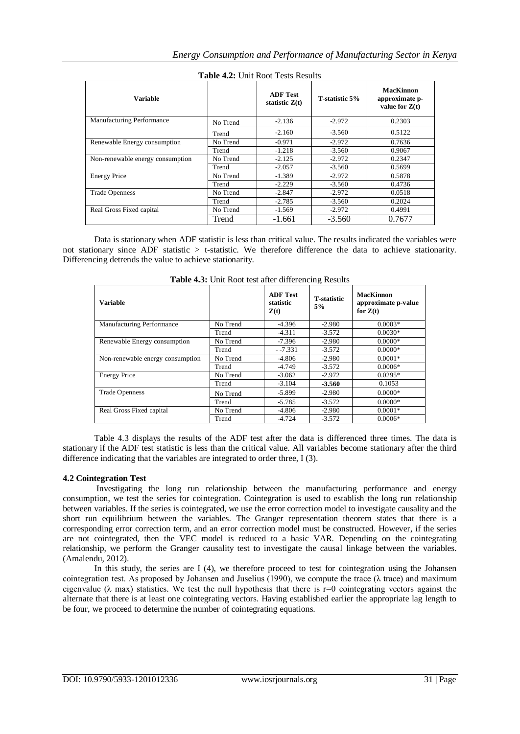**Table 4.2:** Unit Root Tests Results

| Variable | | ADF Test statistic Z(t) | T-statistic 5% | MacKinnon approximate p-value for Z(t) |
|---|---|---|---|---|
| Manufacturing Performance | No Trend | -2.136 | -2.972 | 0.2303 |
| | Trend | -2.160 | -3.560 | 0.5122 |
| Renewable Energy consumption | No Trend | -0.971 | -2.972 | 0.7636 |
| | Trend | -1.218 | -3.560 | 0.9067 |
| Non-renewable energy consumption | No Trend | -2.125 | -2.972 | 0.2347 |
| | Trend | -2.057 | -3.560 | 0.5699 |
| Energy Price | No Trend | -1.389 | -2.972 | 0.5878 |
| | Trend | -2.229 | -3.560 | 0.4736 |
| Trade Openness | No Trend | -2.847 | -2.972 | 0.0518 |
| | Trend | -2.785 | -3.560 | 0.2024 |
| Real Gross Fixed capital | No Trend | -1.569 | -2.972 | 0.4991 |
| | Trend | -1.661 | -3.560 | 0.7677 |

Data is stationary when ADF statistic is less than critical value. The results indicated the variables were not stationary since ADF statistic > t-statistic. We therefore difference the data to achieve stationarity. Differencing detrends the value to achieve stationarity.

**Table 4.3:** Unit Root test after differencing Results

| Variable | | ADF Test statistic Z(t) | T-statistic 5% | MacKinnon approximate p-value for Z(t) |
|---|---|---|---|---|
| Manufacturing Performance | No Trend | -4.396 | -2.980 | 0.0003* |
| | Trend | -4.311 | -3.572 | 0.0030* |
| Renewable Energy consumption | No Trend | -7.396 | -2.980 | 0.0000* |
| | Trend | - -7.331 | -3.572 | 0.0000* |
| Non-renewable energy consumption | No Trend | -4.806 | -2.980 | 0.0001* |
| | Trend | -4.749 | -3.572 | 0.0006* |
| Energy Price | No Trend | -3.062 | -2.972 | 0.0295* |
| | Trend | -3.104 | **-3.560** | 0.1053 |
| Trade Openness | No Trend | -5.899 | -2.980 | 0.0000* |
| | Trend | -5.785 | -3.572 | 0.0000* |
| Real Gross Fixed capital | No Trend | -4.806 | -2.980 | 0.0001* |
| | Trend | -4.724 | -3.572 | 0.0006* |

Table 4.3 displays the results of the ADF test after the data is differenced three times. The data is stationary if the ADF test statistic is less than the critical value. All variables become stationary after the third difference indicating that the variables are integrated to order three, I (3).

### 4.2 Cointegration Test

Investigating the long run relationship between the manufacturing performance and energy consumption, we test the series for cointegration. Cointegration is used to establish the long run relationship between variables. If the series is cointegrated, we use the error correction model to investigate causality and the short run equilibrium between the variables. The Granger representation theorem states that there is a corresponding error correction term, and an error correction model must be constructed. However, if the series are not cointegrated, then the VEC model is reduced to a basic VAR. Depending on the cointegrating relationship, we perform the Granger causality test to investigate the causal linkage between the variables. (Amalendu, 2012).

In this study, the series are I (4), we therefore proceed to test for cointegration using the Johansen cointegration test. As proposed by Johansen and Juselius (1990), we compute the trace ($\lambda$ trace) and maximum eigenvalue ($\lambda$ max) statistics. We test the null hypothesis that there is $r=0$ cointegrating vectors against the alternate that there is at least one cointegrating vectors. Having established earlier the appropriate lag length to be four, we proceed to determine the number of cointegrating equations.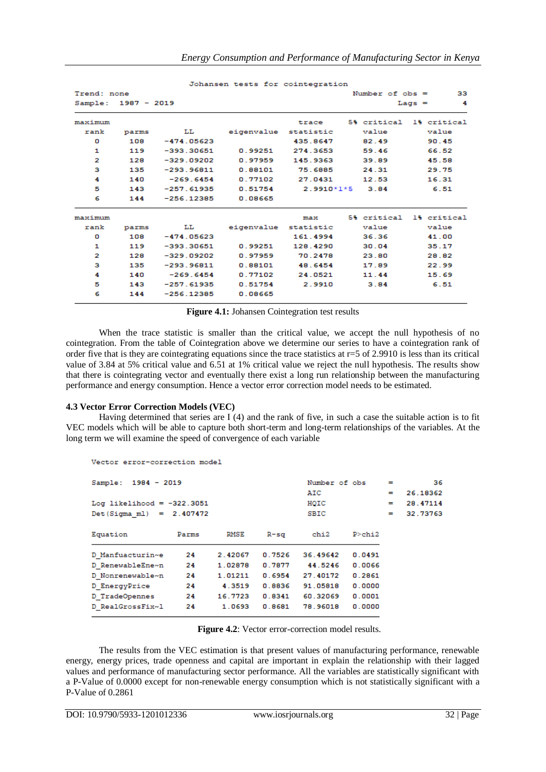Johansen tests for cointegration

Trend: none  Number of obs = 33

Sample: 1987 - 2019  Lags = 4

| maximum rank | parms | LL | eigenvalue | trace statistic | 5% critical value | 1% critical value |
|---|---|---|---|---|---|---|
| 0 | 108 | -474.05623 | | 435.8647 | 82.49 | 90.45 |
| 1 | 119 | -393.30651 | 0.99251 | 274.3653 | 59.46 | 66.52 |
| 2 | 128 | -329.09202 | 0.97959 | 145.9363 | 39.89 | 45.58 |
| 3 | 135 | -293.96811 | 0.88101 | 75.6885 | 24.31 | 29.75 |
| 4 | 140 | -269.6454 | 0.77102 | 27.0431 | 12.53 | 16.31 |
| 5 | 143 | -257.61935 | 0.51754 | 2.9910*1*5 | 3.84 | 6.51 |
| 6 | 144 | -256.12385 | 0.08665 | | | |

| maximum rank | parms | LL | eigenvalue | max statistic | 5% critical value | 1% critical value |
|---|---|---|---|---|---|---|
| 0 | 108 | -474.05623 | | 161.4994 | 36.36 | 41.00 |
| 1 | 119 | -393.30651 | 0.99251 | 128.4290 | 30.04 | 35.17 |
| 2 | 128 | -329.09202 | 0.97959 | 70.2478 | 23.80 | 28.82 |
| 3 | 135 | -293.96811 | 0.88101 | 48.6454 | 17.89 | 22.99 |
| 4 | 140 | -269.6454 | 0.77102 | 24.0521 | 11.44 | 15.69 |
| 5 | 143 | -257.61935 | 0.51754 | 2.9910 | 3.84 | 6.51 |
| 6 | 144 | -256.12385 | 0.08665 | | | |

**Figure 4.1:** Johansen Cointegration test results

When the trace statistic is smaller than the critical value, we accept the null hypothesis of no cointegration. From the table of Cointegration above we determine our series to have a cointegration rank of order five that is they are cointegrating equations since the trace statistics at r=5 of 2.9910 is less than its critical value of 3.84 at 5% critical value and 6.51 at 1% critical value we reject the null hypothesis. The results show that there is cointegrating vector and eventually there exist a long run relationship between the manufacturing performance and energy consumption. Hence a vector error correction model needs to be estimated.

### 4.3 Vector Error Correction Models (VEC)

Having determined that series are I (4) and the rank of five, in such a case the suitable action is to fit VEC models which will be able to capture both short-term and long-term relationships of the variables. At the long term we will examine the speed of convergence of each variable

Vector error-correction model

Sample: 1984 - 2019  Number of obs = 36

AIC = 26.18362

Log likelihood = -322.3051  HQIC = 28.47114

Det(Sigma_ml) = 2.407472  SBIC = 32.73763

| Equation | Parms | RMSE | R-sq | chi2 | P>chi2 |
|---|---|---|---|---|---|
| D_Manfuacturin~e | 24 | 2.42067 | 0.7526 | 36.49642 | 0.0491 |
| D_RenewableEne~n | 24 | 1.02878 | 0.7877 | 44.5246 | 0.0066 |
| D_Nonrenewable~n | 24 | 1.01211 | 0.6954 | 27.40172 | 0.2861 |
| D_EnergyPrice | 24 | 4.3519 | 0.8836 | 91.05818 | 0.0000 |
| D_TradeOpennes | 24 | 16.7723 | 0.8341 | 60.32069 | 0.0001 |
| D_RealGrossFix~l | 24 | 1.0693 | 0.8681 | 78.96018 | 0.0000 |

**Figure 4.2**: Vector error-correction model results.

The results from the VEC estimation is that present values of manufacturing performance, renewable energy, energy prices, trade openness and capital are important in explain the relationship with their lagged values and performance of manufacturing sector performance. All the variables are statistically significant with a P-Value of 0.0000 except for non-renewable energy consumption which is not statistically significant with a P-Value of 0.2861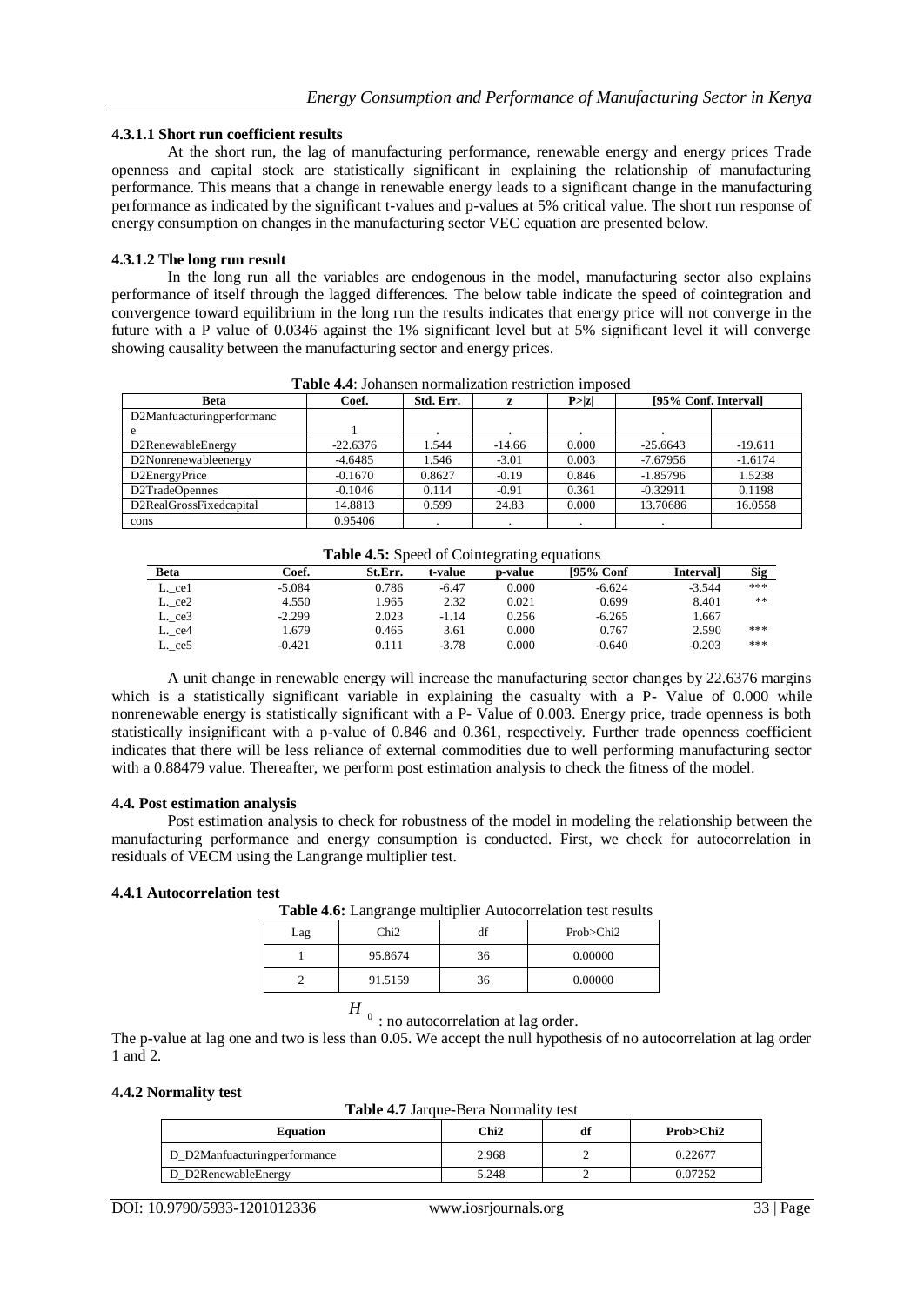#### 4.3.1.1 Short run coefficient results

At the short run, the lag of manufacturing performance, renewable energy and energy prices Trade openness and capital stock are statistically significant in explaining the relationship of manufacturing performance. This means that a change in renewable energy leads to a significant change in the manufacturing performance as indicated by the significant t-values and p-values at 5% critical value. The short run response of energy consumption on changes in the manufacturing sector VEC equation are presented below.

#### 4.3.1.2 The long run result

In the long run all the variables are endogenous in the model, manufacturing sector also explains performance of itself through the lagged differences. The below table indicate the speed of cointegration and convergence toward equilibrium in the long run the results indicates that energy price will not converge in the future with a P value of 0.0346 against the 1% significant level but at 5% significant level it will converge showing causality between the manufacturing sector and energy prices.

**Table 4.4**: Johansen normalization restriction imposed

| Beta | Coef. | Std. Err. | z | P>\|z\| | [95% Conf. Interval] | |
|---|---|---|---|---|---|---|
| D2Manfuacturingperformance | 1 | . | . | . | . | |
| D2RenewableEnergy | -22.6376 | 1.544 | -14.66 | 0.000 | -25.6643 | -19.611 |
| D2Nonrenewableenergy | -4.6485 | 1.546 | -3.01 | 0.003 | -7.67956 | -1.6174 |
| D2EnergyPrice | -0.1670 | 0.8627 | -0.19 | 0.846 | -1.85796 | 1.5238 |
| D2TradeOpennes | -0.1046 | 0.114 | -0.91 | 0.361 | -0.32911 | 0.1198 |
| D2RealGrossFixedcapital | 14.8813 | 0.599 | 24.83 | 0.000 | 13.70686 | 16.0558 |
| cons | 0.95406 | . | . | . | . | |

**Table 4.5:** Speed of Cointegrating equations

| Beta | Coef. | St.Err. | t-value | p-value | [95% Conf | Interval] | Sig |
|---|---|---|---|---|---|---|---|
| L._ce1 | -5.084 | 0.786 | -6.47 | 0.000 | -6.624 | -3.544 | *** |
| L._ce2 | 4.550 | 1.965 | 2.32 | 0.021 | 0.699 | 8.401 | ** |
| L._ce3 | -2.299 | 2.023 | -1.14 | 0.256 | -6.265 | 1.667 | |
| L._ce4 | 1.679 | 0.465 | 3.61 | 0.000 | 0.767 | 2.590 | *** |
| L._ce5 | -0.421 | 0.111 | -3.78 | 0.000 | -0.640 | -0.203 | *** |

A unit change in renewable energy will increase the manufacturing sector changes by 22.6376 margins which is a statistically significant variable in explaining the casualty with a P- Value of 0.000 while nonrenewable energy is statistically significant with a P- Value of 0.003. Energy price, trade openness is both statistically insignificant with a p-value of 0.846 and 0.361, respectively. Further trade openness coefficient indicates that there will be less reliance of external commodities due to well performing manufacturing sector with a 0.88479 value. Thereafter, we perform post estimation analysis to check the fitness of the model.

### 4.4. Post estimation analysis

Post estimation analysis to check for robustness of the model in modeling the relationship between the manufacturing performance and energy consumption is conducted. First, we check for autocorrelation in residuals of VECM using the Langrange multiplier test.

#### 4.4.1 Autocorrelation test

**Table 4.6:** Langrange multiplier Autocorrelation test results

| Lag | Chi2 | df | Prob>Chi2 |
|---|---|---|---|
| 1 | 95.8674 | 36 | 0.00000 |
| 2 | 91.5159 | 36 | 0.00000 |

$H_0$ : no autocorrelation at lag order.

The p-value at lag one and two is less than 0.05. We accept the null hypothesis of no autocorrelation at lag order 1 and 2.

#### 4.4.2 Normality test

**Table 4.7** Jarque-Bera Normality test

| Equation | Chi2 | df | Prob>Chi2 |
|---|---|---|---|
| D_D2Manfuacturingperformance | 2.968 | 2 | 0.22677 |
| D_D2RenewableEnergy | 5.248 | 2 | 0.07252 |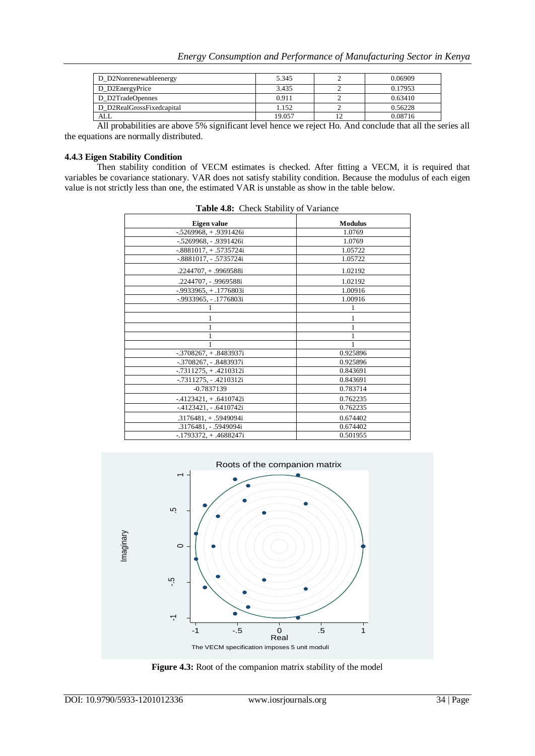| | | | |
|---|---|---|---|
| D_D2Nonrenewableenergy | 5.345 | 2 | 0.06909 |
| D_D2EnergyPrice | 3.435 | 2 | 0.17953 |
| D_D2TradeOpennes | 0.911 | 2 | 0.63410 |
| D_D2RealGrossFixedcapital | 1.152 | 2 | 0.56228 |
| ALL | 19.057 | 12 | 0.08716 |

All probabilities are above 5% significant level hence we reject Ho. And conclude that all the series all the equations are normally distributed.

### 4.4.3 Eigen Stability Condition

Then stability condition of VECM estimates is checked. After fitting a VECM, it is required that variables be covariance stationary. VAR does not satisfy stability condition. Because the modulus of each eigen value is not strictly less than one, the estimated VAR is unstable as show in the table below.

**Table 4.8:** Check Stability of Variance

| Eigen value | Modulus |
|---|---|
| -.5269968, + .9391426i | 1.0769 |
| -.5269968, - .9391426i | 1.0769 |
| -.8881017, + .5735724i | 1.05722 |
| -.8881017, - .5735724i | 1.05722 |
| .2244707, + .9969588i | 1.02192 |
| .2244707, - .9969588i | 1.02192 |
| -.9933965, + .1776803i | 1.00916 |
| -.9933965, - .1776803i | 1.00916 |
| 1 | 1 |
| 1 | 1 |
| 1 | 1 |
| 1 | 1 |
| 1 | 1 |
| -.3708267, + .8483937i | 0.925896 |
| -.3708267, - .8483937i | 0.925896 |
| -.7311275, + .4210312i | 0.843691 |
| -.7311275, - .4210312i | 0.843691 |
| -0.7837139 | 0.783714 |
| -.4123421, + .6410742i | 0.762235 |
| -.4123421, - .6410742i | 0.762235 |
| .3176481, + .5949094i | 0.674402 |
| .3176481, - .5949094i | 0.674402 |
| -.1793372, + .4688247i | 0.501955 |

Roots of the companion matrix

Imaginary

1
.5
0
-.5
-1

-1 -.5 0 .5 1

Real

The VECM specification imposes 5 unit moduli

**Figure 4.3:** Root of the companion matrix stability of the model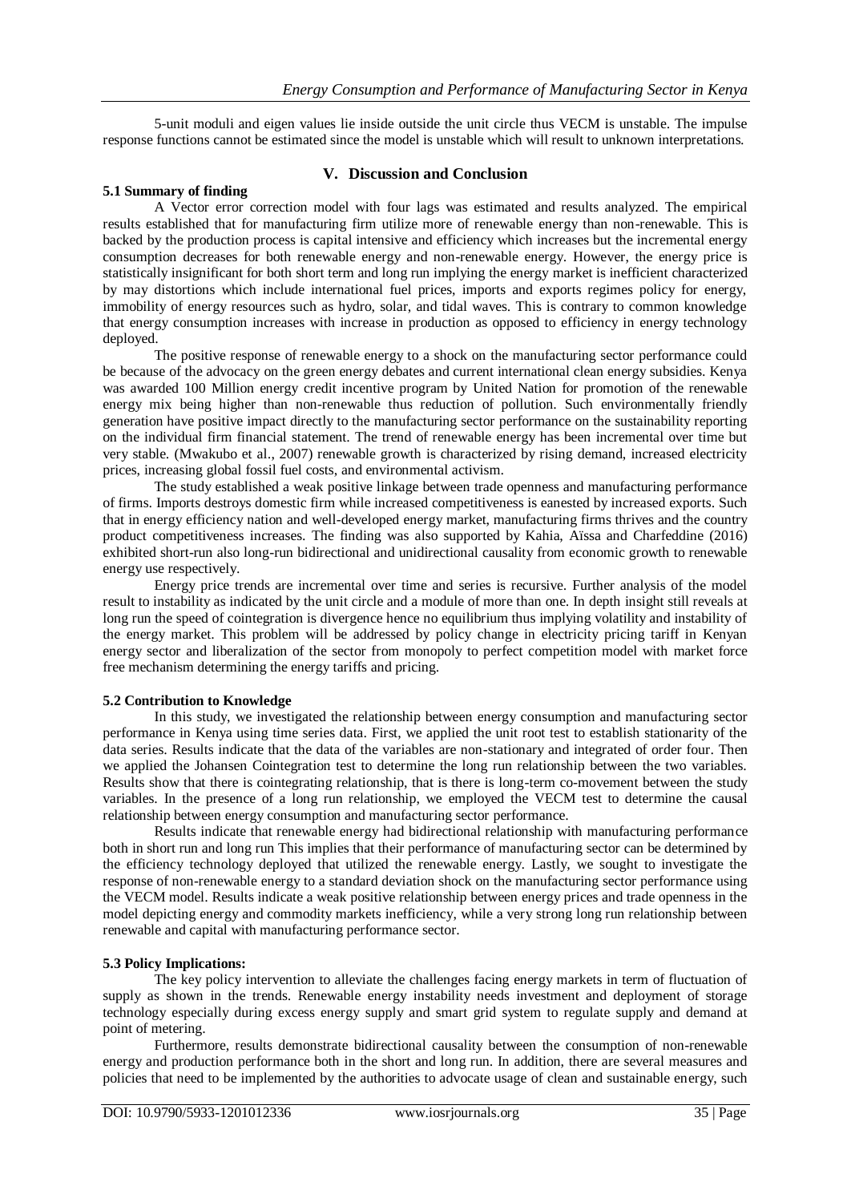5-unit moduli and eigen values lie inside outside the unit circle thus VECM is unstable. The impulse response functions cannot be estimated since the model is unstable which will result to unknown interpretations.

## V. Discussion and Conclusion

### 5.1 Summary of finding

A Vector error correction model with four lags was estimated and results analyzed. The empirical results established that for manufacturing firm utilize more of renewable energy than non-renewable. This is backed by the production process is capital intensive and efficiency which increases but the incremental energy consumption decreases for both renewable energy and non-renewable energy. However, the energy price is statistically insignificant for both short term and long run implying the energy market is inefficient characterized by may distortions which include international fuel prices, imports and exports regimes policy for energy, immobility of energy resources such as hydro, solar, and tidal waves. This is contrary to common knowledge that energy consumption increases with increase in production as opposed to efficiency in energy technology deployed.

The positive response of renewable energy to a shock on the manufacturing sector performance could be because of the advocacy on the green energy debates and current international clean energy subsidies. Kenya was awarded 100 Million energy credit incentive program by United Nation for promotion of the renewable energy mix being higher than non-renewable thus reduction of pollution. Such environmentally friendly generation have positive impact directly to the manufacturing sector performance on the sustainability reporting on the individual firm financial statement. The trend of renewable energy has been incremental over time but very stable. (Mwakubo et al., 2007) renewable growth is characterized by rising demand, increased electricity prices, increasing global fossil fuel costs, and environmental activism.

The study established a weak positive linkage between trade openness and manufacturing performance of firms. Imports destroys domestic firm while increased competitiveness is eanested by increased exports. Such that in energy efficiency nation and well-developed energy market, manufacturing firms thrives and the country product competitiveness increases. The finding was also supported by Kahia, Aïssa and Charfeddine (2016) exhibited short-run also long-run bidirectional and unidirectional causality from economic growth to renewable energy use respectively.

Energy price trends are incremental over time and series is recursive. Further analysis of the model result to instability as indicated by the unit circle and a module of more than one. In depth insight still reveals at long run the speed of cointegration is divergence hence no equilibrium thus implying volatility and instability of the energy market. This problem will be addressed by policy change in electricity pricing tariff in Kenyan energy sector and liberalization of the sector from monopoly to perfect competition model with market force free mechanism determining the energy tariffs and pricing.

### 5.2 Contribution to Knowledge

In this study, we investigated the relationship between energy consumption and manufacturing sector performance in Kenya using time series data. First, we applied the unit root test to establish stationarity of the data series. Results indicate that the data of the variables are non-stationary and integrated of order four. Then we applied the Johansen Cointegration test to determine the long run relationship between the two variables. Results show that there is cointegrating relationship, that is there is long-term co-movement between the study variables. In the presence of a long run relationship, we employed the VECM test to determine the causal relationship between energy consumption and manufacturing sector performance.

Results indicate that renewable energy had bidirectional relationship with manufacturing performance both in short run and long run This implies that their performance of manufacturing sector can be determined by the efficiency technology deployed that utilized the renewable energy. Lastly, we sought to investigate the response of non-renewable energy to a standard deviation shock on the manufacturing sector performance using the VECM model. Results indicate a weak positive relationship between energy prices and trade openness in the model depicting energy and commodity markets inefficiency, while a very strong long run relationship between renewable and capital with manufacturing performance sector.

### 5.3 Policy Implications:

The key policy intervention to alleviate the challenges facing energy markets in term of fluctuation of supply as shown in the trends. Renewable energy instability needs investment and deployment of storage technology especially during excess energy supply and smart grid system to regulate supply and demand at point of metering.

Furthermore, results demonstrate bidirectional causality between the consumption of non-renewable energy and production performance both in the short and long run. In addition, there are several measures and policies that need to be implemented by the authorities to advocate usage of clean and sustainable energy, such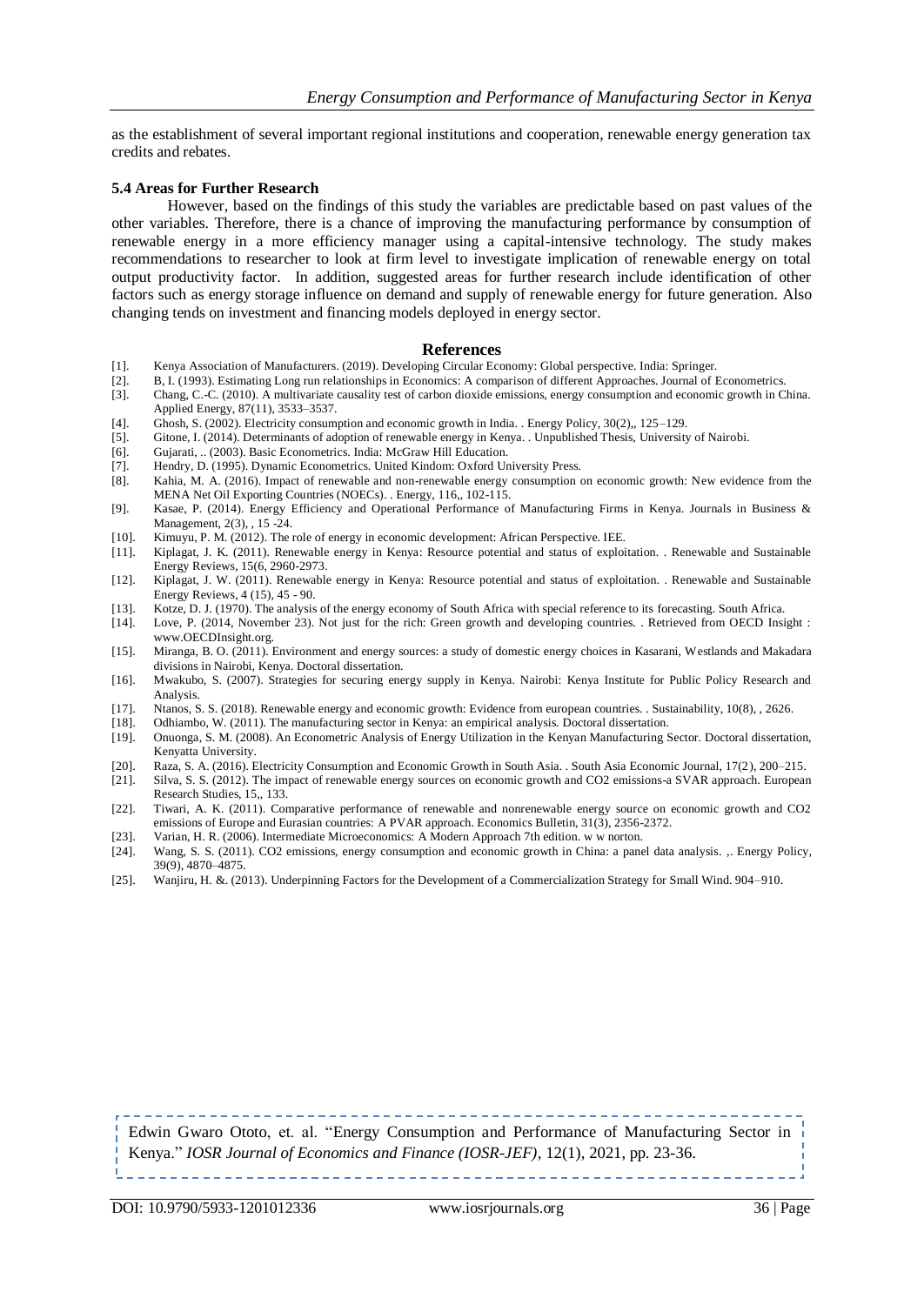as the establishment of several important regional institutions and cooperation, renewable energy generation tax credits and rebates.

### 5.4 Areas for Further Research

However, based on the findings of this study the variables are predictable based on past values of the other variables. Therefore, there is a chance of improving the manufacturing performance by consumption of renewable energy in a more efficiency manager using a capital-intensive technology. The study makes recommendations to researcher to look at firm level to investigate implication of renewable energy on total output productivity factor. In addition, suggested areas for further research include identification of other factors such as energy storage influence on demand and supply of renewable energy for future generation. Also changing tends on investment and financing models deployed in energy sector.

## References

[1]. Kenya Association of Manufacturers. (2019). Developing Circular Economy: Global perspective. India: Springer.
[2]. B, I. (1993). Estimating Long run relationships in Economics: A comparison of different Approaches. Journal of Econometrics.
[3]. Chang, C.-C. (2010). A multivariate causality test of carbon dioxide emissions, energy consumption and economic growth in China. Applied Energy, 87(11), 3533–3537.
[4]. Ghosh, S. (2002). Electricity consumption and economic growth in India. . Energy Policy, 30(2),, 125–129.
[5]. Gitone, I. (2014). Determinants of adoption of renewable energy in Kenya. . Unpublished Thesis, University of Nairobi.
[6]. Gujarati, .. (2003). Basic Econometrics. India: McGraw Hill Education.
[7]. Hendry, D. (1995). Dynamic Econometrics. United Kindom: Oxford University Press.
[8]. Kahia, M. A. (2016). Impact of renewable and non-renewable energy consumption on economic growth: New evidence from the MENA Net Oil Exporting Countries (NOECs). . Energy, 116,, 102-115.
[9]. Kasae, P. (2014). Energy Efficiency and Operational Performance of Manufacturing Firms in Kenya. Journals in Business & Management, 2(3), , 15 -24.
[10]. Kimuyu, P. M. (2012). The role of energy in economic development: African Perspective. IEE.
[11]. Kiplagat, J. K. (2011). Renewable energy in Kenya: Resource potential and status of exploitation. . Renewable and Sustainable Energy Reviews, 15(6, 2960-2973.
[12]. Kiplagat, J. W. (2011). Renewable energy in Kenya: Resource potential and status of exploitation. . Renewable and Sustainable Energy Reviews, 4 (15), 45 - 90.
[13]. Kotze, D. J. (1970). The analysis of the energy economy of South Africa with special reference to its forecasting. South Africa.
[14]. Love, P. (2014, November 23). Not just for the rich: Green growth and developing countries. . Retrieved from OECD Insight : www.OECDInsight.org.
[15]. Miranga, B. O. (2011). Environment and energy sources: a study of domestic energy choices in Kasarani, Westlands and Makadara divisions in Nairobi, Kenya. Doctoral dissertation.
[16]. Mwakubo, S. (2007). Strategies for securing energy supply in Kenya. Nairobi: Kenya Institute for Public Policy Research and Analysis.
[17]. Ntanos, S. S. (2018). Renewable energy and economic growth: Evidence from european countries. . Sustainability, 10(8), , 2626.
[18]. Odhiambo, W. (2011). The manufacturing sector in Kenya: an empirical analysis. Doctoral dissertation.
[19]. Onuonga, S. M. (2008). An Econometric Analysis of Energy Utilization in the Kenyan Manufacturing Sector. Doctoral dissertation, Kenyatta University.
[20]. Raza, S. A. (2016). Electricity Consumption and Economic Growth in South Asia. . South Asia Economic Journal, 17(2), 200–215.
[21]. Silva, S. S. (2012). The impact of renewable energy sources on economic growth and CO2 emissions-a SVAR approach. European Research Studies, 15,, 133.
[22]. Tiwari, A. K. (2011). Comparative performance of renewable and nonrenewable energy source on economic growth and CO2 emissions of Europe and Eurasian countries: A PVAR approach. Economics Bulletin, 31(3), 2356-2372.
[23]. Varian, H. R. (2006). Intermediate Microeconomics: A Modern Approach 7th edition. w w norton.
[24]. Wang, S. S. (2011). CO2 emissions, energy consumption and economic growth in China: a panel data analysis. ,. Energy Policy, 39(9), 4870–4875.
[25]. Wanjiru, H. &. (2013). Underpinning Factors for the Development of a Commercialization Strategy for Small Wind. 904–910.

Edwin Gwaro Ototo, et. al. "Energy Consumption and Performance of Manufacturing Sector in Kenya." *IOSR Journal of Economics and Finance (IOSR-JEF)*, 12(1), 2021, pp. 23-36.